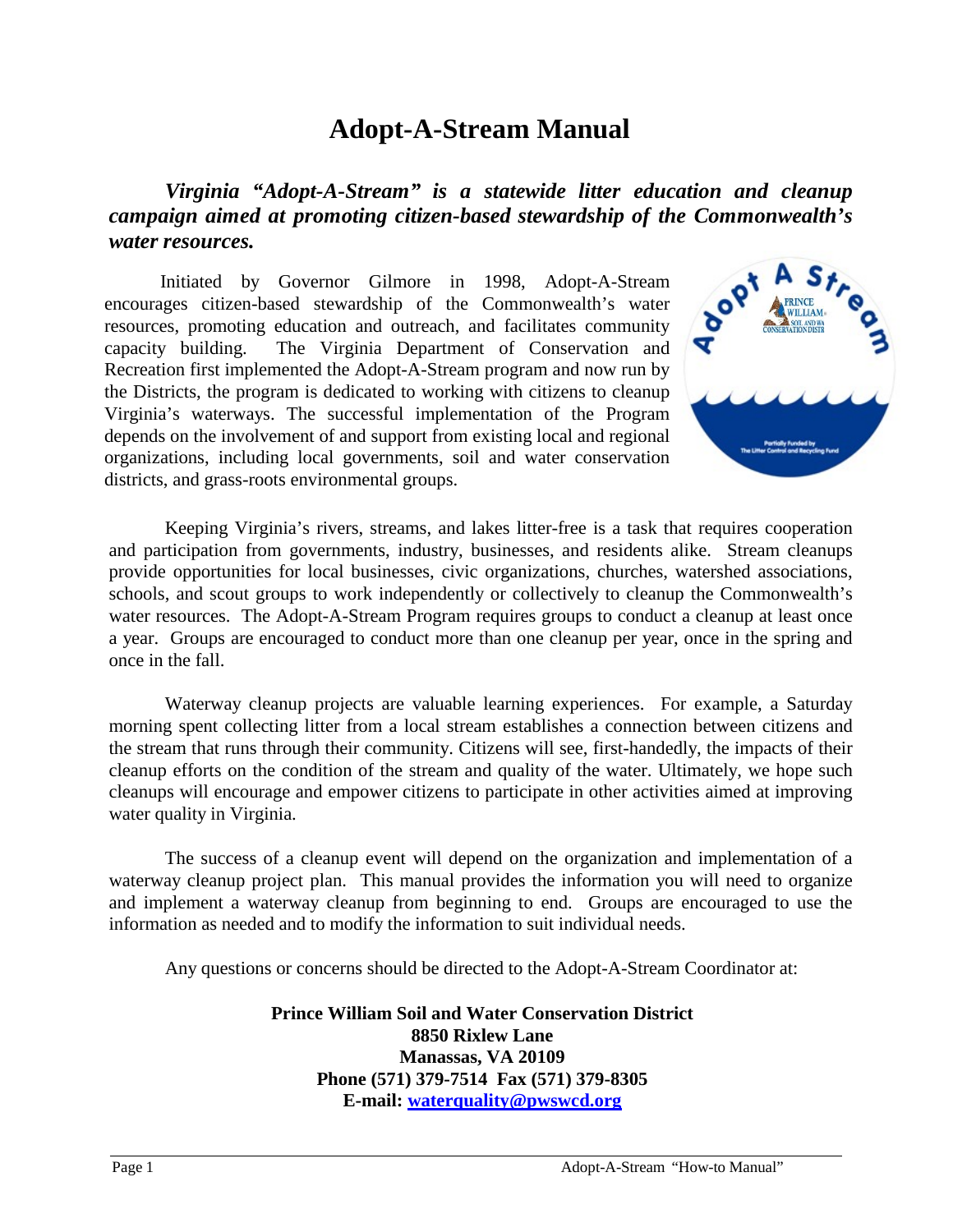# Adopt-A-Stream Manual

***Virginia "Adopt-A-Stream" is a statewide litter education and cleanup campaign aimed at promoting citizen-based stewardship of the Commonwealth's water resources.***

Initiated by Governor Gilmore in 1998, Adopt-A-Stream encourages citizen-based stewardship of the Commonwealth's water resources, promoting education and outreach, and facilitates community capacity building. The Virginia Department of Conservation and Recreation first implemented the Adopt-A-Stream program and now run by the Districts, the program is dedicated to working with citizens to cleanup Virginia's waterways. The successful implementation of the Program depends on the involvement of and support from existing local and regional organizations, including local governments, soil and water conservation districts, and grass-roots environmental groups.

Keeping Virginia's rivers, streams, and lakes litter-free is a task that requires cooperation and participation from governments, industry, businesses, and residents alike. Stream cleanups provide opportunities for local businesses, civic organizations, churches, watershed associations, schools, and scout groups to work independently or collectively to cleanup the Commonwealth's water resources. The Adopt-A-Stream Program requires groups to conduct a cleanup at least once a year. Groups are encouraged to conduct more than one cleanup per year, once in the spring and once in the fall.

Waterway cleanup projects are valuable learning experiences. For example, a Saturday morning spent collecting litter from a local stream establishes a connection between citizens and the stream that runs through their community. Citizens will see, first-handedly, the impacts of their cleanup efforts on the condition of the stream and quality of the water. Ultimately, we hope such cleanups will encourage and empower citizens to participate in other activities aimed at improving water quality in Virginia.

The success of a cleanup event will depend on the organization and implementation of a waterway cleanup project plan. This manual provides the information you will need to organize and implement a waterway cleanup from beginning to end. Groups are encouraged to use the information as needed and to modify the information to suit individual needs.

Any questions or concerns should be directed to the Adopt-A-Stream Coordinator at:

**Prince William Soil and Water Conservation District**
**8850 Rixlew Lane**
**Manassas, VA 20109**
**Phone (571) 379-7514 Fax (571) 379-8305**
**E-mail: waterquality@pwswcd.org**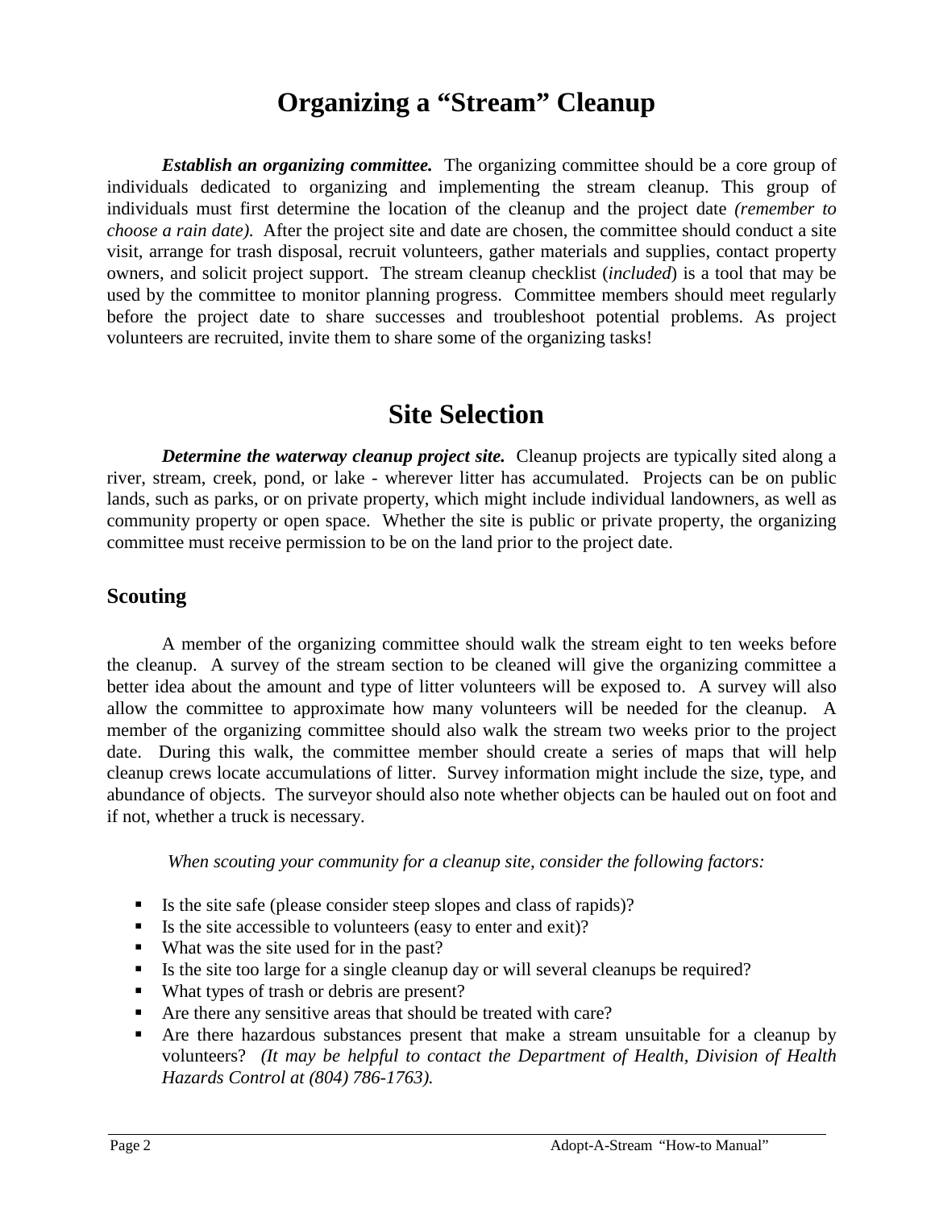# Organizing a "Stream" Cleanup

***Establish an organizing committee.*** The organizing committee should be a core group of individuals dedicated to organizing and implementing the stream cleanup. This group of individuals must first determine the location of the cleanup and the project date *(remember to choose a rain date).* After the project site and date are chosen, the committee should conduct a site visit, arrange for trash disposal, recruit volunteers, gather materials and supplies, contact property owners, and solicit project support. The stream cleanup checklist (*included*) is a tool that may be used by the committee to monitor planning progress. Committee members should meet regularly before the project date to share successes and troubleshoot potential problems. As project volunteers are recruited, invite them to share some of the organizing tasks!

# Site Selection

***Determine the waterway cleanup project site.*** Cleanup projects are typically sited along a river, stream, creek, pond, or lake - wherever litter has accumulated. Projects can be on public lands, such as parks, or on private property, which might include individual landowners, as well as community property or open space. Whether the site is public or private property, the organizing committee must receive permission to be on the land prior to the project date.

## Scouting

A member of the organizing committee should walk the stream eight to ten weeks before the cleanup. A survey of the stream section to be cleaned will give the organizing committee a better idea about the amount and type of litter volunteers will be exposed to. A survey will also allow the committee to approximate how many volunteers will be needed for the cleanup. A member of the organizing committee should also walk the stream two weeks prior to the project date. During this walk, the committee member should create a series of maps that will help cleanup crews locate accumulations of litter. Survey information might include the size, type, and abundance of objects. The surveyor should also note whether objects can be hauled out on foot and if not, whether a truck is necessary.

*When scouting your community for a cleanup site, consider the following factors:*

- Is the site safe (please consider steep slopes and class of rapids)?
- Is the site accessible to volunteers (easy to enter and exit)?
- What was the site used for in the past?
- Is the site too large for a single cleanup day or will several cleanups be required?
- What types of trash or debris are present?
- Are there any sensitive areas that should be treated with care?
- Are there hazardous substances present that make a stream unsuitable for a cleanup by volunteers? *(It may be helpful to contact the Department of Health, Division of Health Hazards Control at (804) 786-1763).*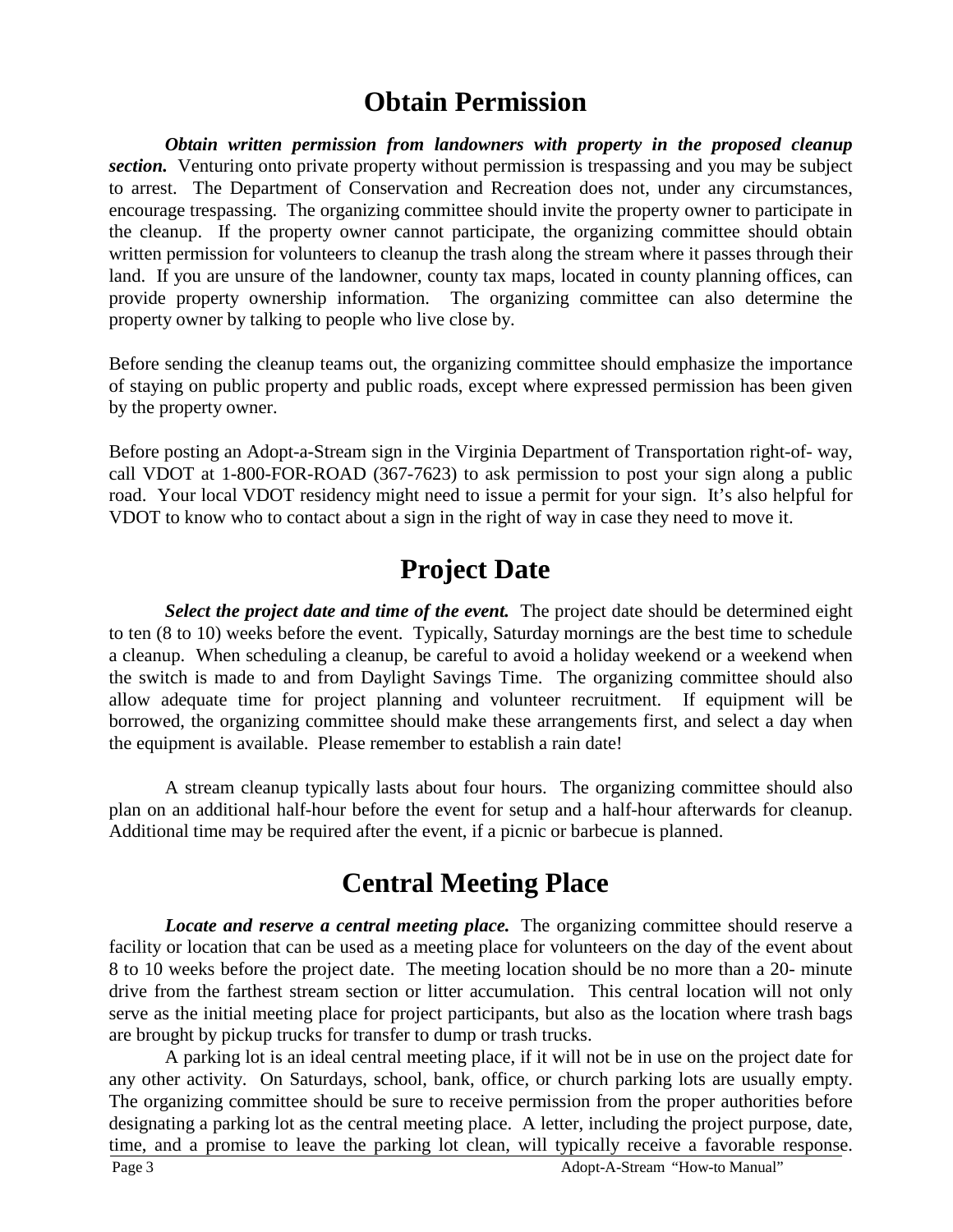# Obtain Permission

***Obtain written permission from landowners with property in the proposed cleanup section.*** Venturing onto private property without permission is trespassing and you may be subject to arrest. The Department of Conservation and Recreation does not, under any circumstances, encourage trespassing. The organizing committee should invite the property owner to participate in the cleanup. If the property owner cannot participate, the organizing committee should obtain written permission for volunteers to cleanup the trash along the stream where it passes through their land. If you are unsure of the landowner, county tax maps, located in county planning offices, can provide property ownership information. The organizing committee can also determine the property owner by talking to people who live close by.

Before sending the cleanup teams out, the organizing committee should emphasize the importance of staying on public property and public roads, except where expressed permission has been given by the property owner.

Before posting an Adopt-a-Stream sign in the Virginia Department of Transportation right-of- way, call VDOT at 1-800-FOR-ROAD (367-7623) to ask permission to post your sign along a public road. Your local VDOT residency might need to issue a permit for your sign. It's also helpful for VDOT to know who to contact about a sign in the right of way in case they need to move it.

# Project Date

***Select the project date and time of the event.*** The project date should be determined eight to ten (8 to 10) weeks before the event. Typically, Saturday mornings are the best time to schedule a cleanup. When scheduling a cleanup, be careful to avoid a holiday weekend or a weekend when the switch is made to and from Daylight Savings Time. The organizing committee should also allow adequate time for project planning and volunteer recruitment. If equipment will be borrowed, the organizing committee should make these arrangements first, and select a day when the equipment is available. Please remember to establish a rain date!

A stream cleanup typically lasts about four hours. The organizing committee should also plan on an additional half-hour before the event for setup and a half-hour afterwards for cleanup. Additional time may be required after the event, if a picnic or barbecue is planned.

# Central Meeting Place

***Locate and reserve a central meeting place.*** The organizing committee should reserve a facility or location that can be used as a meeting place for volunteers on the day of the event about 8 to 10 weeks before the project date. The meeting location should be no more than a 20- minute drive from the farthest stream section or litter accumulation. This central location will not only serve as the initial meeting place for project participants, but also as the location where trash bags are brought by pickup trucks for transfer to dump or trash trucks.

A parking lot is an ideal central meeting place, if it will not be in use on the project date for any other activity. On Saturdays, school, bank, office, or church parking lots are usually empty. The organizing committee should be sure to receive permission from the proper authorities before designating a parking lot as the central meeting place. A letter, including the project purpose, date, time, and a promise to leave the parking lot clean, will typically receive a favorable response.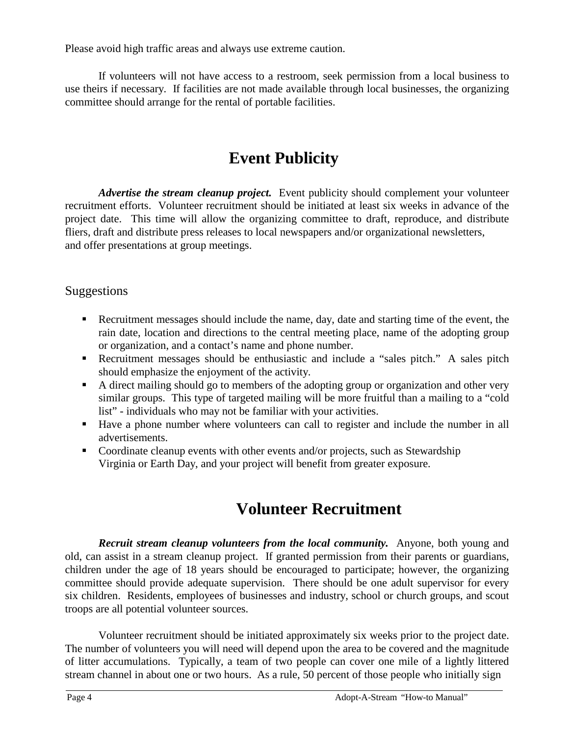Please avoid high traffic areas and always use extreme caution.

If volunteers will not have access to a restroom, seek permission from a local business to use theirs if necessary. If facilities are not made available through local businesses, the organizing committee should arrange for the rental of portable facilities.

# Event Publicity

***Advertise the stream cleanup project.*** Event publicity should complement your volunteer recruitment efforts. Volunteer recruitment should be initiated at least six weeks in advance of the project date. This time will allow the organizing committee to draft, reproduce, and distribute fliers, draft and distribute press releases to local newspapers and/or organizational newsletters, and offer presentations at group meetings.

## Suggestions

- Recruitment messages should include the name, day, date and starting time of the event, the rain date, location and directions to the central meeting place, name of the adopting group or organization, and a contact's name and phone number.
- Recruitment messages should be enthusiastic and include a "sales pitch." A sales pitch should emphasize the enjoyment of the activity.
- A direct mailing should go to members of the adopting group or organization and other very similar groups. This type of targeted mailing will be more fruitful than a mailing to a "cold list" - individuals who may not be familiar with your activities.
- Have a phone number where volunteers can call to register and include the number in all advertisements.
- Coordinate cleanup events with other events and/or projects, such as Stewardship Virginia or Earth Day, and your project will benefit from greater exposure.

# Volunteer Recruitment

***Recruit stream cleanup volunteers from the local community.*** Anyone, both young and old, can assist in a stream cleanup project. If granted permission from their parents or guardians, children under the age of 18 years should be encouraged to participate; however, the organizing committee should provide adequate supervision. There should be one adult supervisor for every six children. Residents, employees of businesses and industry, school or church groups, and scout troops are all potential volunteer sources.

Volunteer recruitment should be initiated approximately six weeks prior to the project date. The number of volunteers you will need will depend upon the area to be covered and the magnitude of litter accumulations. Typically, a team of two people can cover one mile of a lightly littered stream channel in about one or two hours. As a rule, 50 percent of those people who initially sign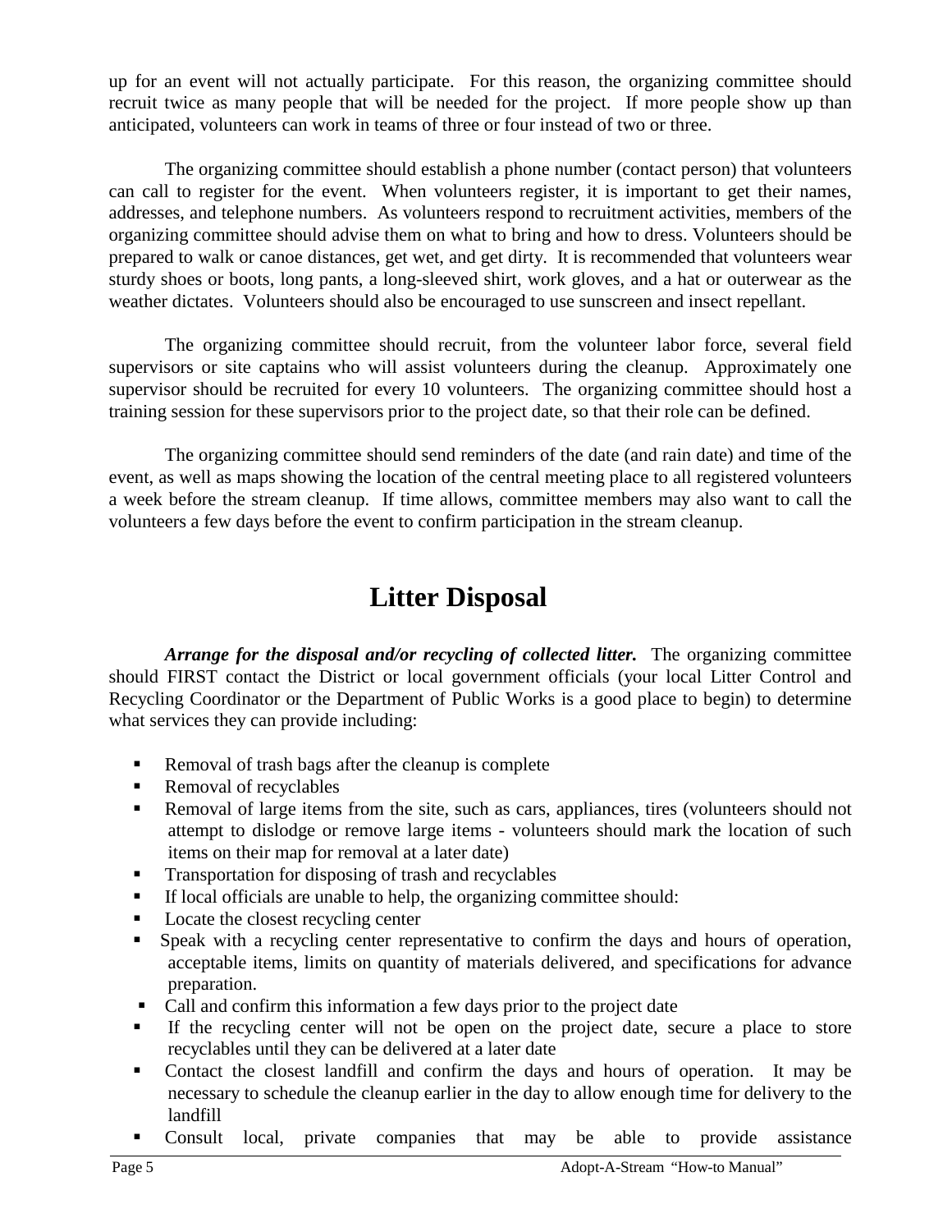up for an event will not actually participate. For this reason, the organizing committee should recruit twice as many people that will be needed for the project. If more people show up than anticipated, volunteers can work in teams of three or four instead of two or three.

The organizing committee should establish a phone number (contact person) that volunteers can call to register for the event. When volunteers register, it is important to get their names, addresses, and telephone numbers. As volunteers respond to recruitment activities, members of the organizing committee should advise them on what to bring and how to dress. Volunteers should be prepared to walk or canoe distances, get wet, and get dirty. It is recommended that volunteers wear sturdy shoes or boots, long pants, a long-sleeved shirt, work gloves, and a hat or outerwear as the weather dictates. Volunteers should also be encouraged to use sunscreen and insect repellant.

The organizing committee should recruit, from the volunteer labor force, several field supervisors or site captains who will assist volunteers during the cleanup. Approximately one supervisor should be recruited for every 10 volunteers. The organizing committee should host a training session for these supervisors prior to the project date, so that their role can be defined.

The organizing committee should send reminders of the date (and rain date) and time of the event, as well as maps showing the location of the central meeting place to all registered volunteers a week before the stream cleanup. If time allows, committee members may also want to call the volunteers a few days before the event to confirm participation in the stream cleanup.

# Litter Disposal

***Arrange for the disposal and/or recycling of collected litter.*** The organizing committee should FIRST contact the District or local government officials (your local Litter Control and Recycling Coordinator or the Department of Public Works is a good place to begin) to determine what services they can provide including:

- Removal of trash bags after the cleanup is complete
- Removal of recyclables
- Removal of large items from the site, such as cars, appliances, tires (volunteers should not attempt to dislodge or remove large items - volunteers should mark the location of such items on their map for removal at a later date)
- Transportation for disposing of trash and recyclables
- If local officials are unable to help, the organizing committee should:
- Locate the closest recycling center
- Speak with a recycling center representative to confirm the days and hours of operation, acceptable items, limits on quantity of materials delivered, and specifications for advance preparation.
- Call and confirm this information a few days prior to the project date
- If the recycling center will not be open on the project date, secure a place to store recyclables until they can be delivered at a later date
- Contact the closest landfill and confirm the days and hours of operation. It may be necessary to schedule the cleanup earlier in the day to allow enough time for delivery to the landfill
- Consult local, private companies that may be able to provide assistance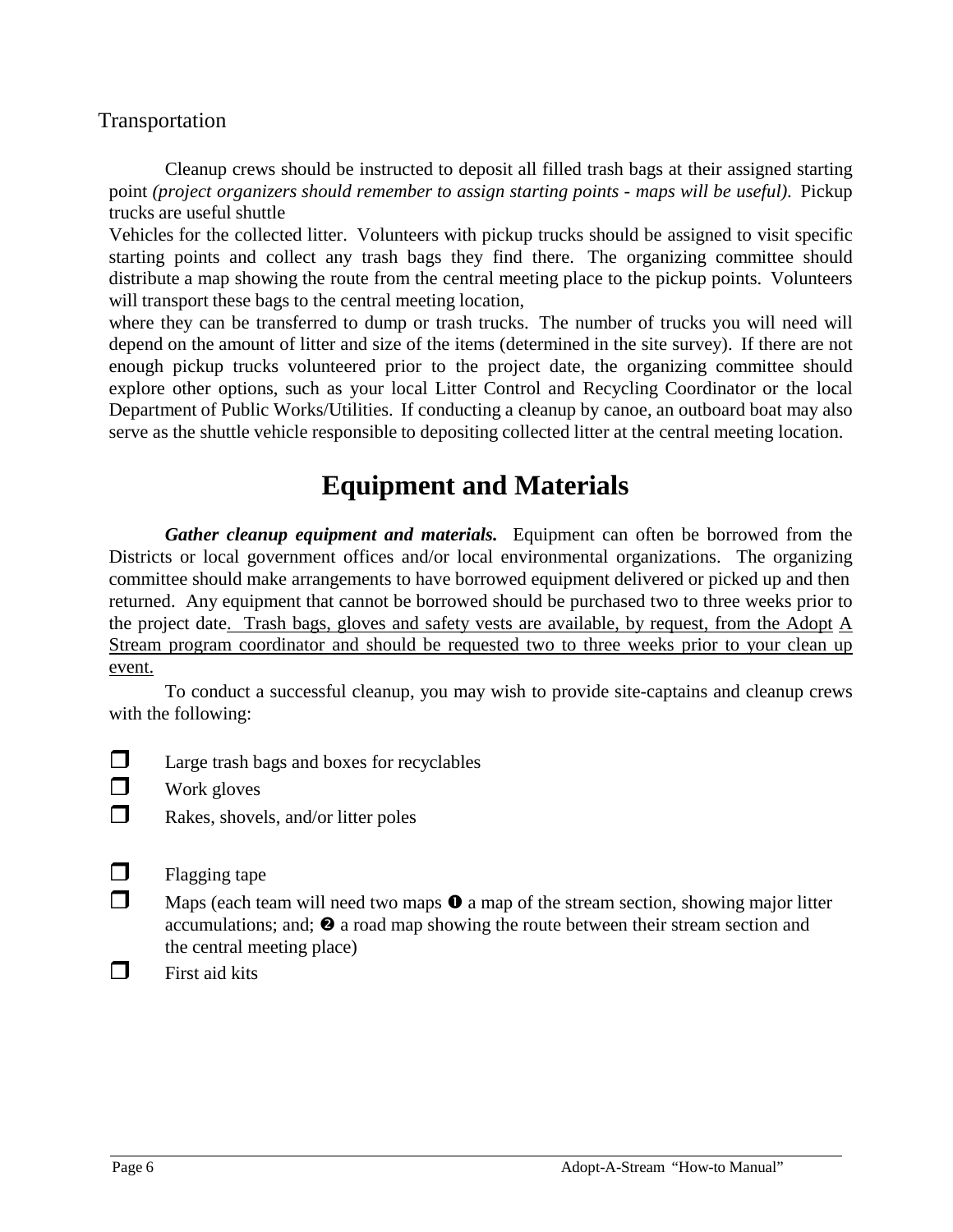## Transportation

Cleanup crews should be instructed to deposit all filled trash bags at their assigned starting point *(project organizers should remember to assign starting points - maps will be useful).* Pickup trucks are useful shuttle

Vehicles for the collected litter. Volunteers with pickup trucks should be assigned to visit specific starting points and collect any trash bags they find there. The organizing committee should distribute a map showing the route from the central meeting place to the pickup points. Volunteers will transport these bags to the central meeting location,

where they can be transferred to dump or trash trucks. The number of trucks you will need will depend on the amount of litter and size of the items (determined in the site survey). If there are not enough pickup trucks volunteered prior to the project date, the organizing committee should explore other options, such as your local Litter Control and Recycling Coordinator or the local Department of Public Works/Utilities. If conducting a cleanup by canoe, an outboard boat may also serve as the shuttle vehicle responsible to depositing collected litter at the central meeting location.

# Equipment and Materials

***Gather cleanup equipment and materials.*** Equipment can often be borrowed from the Districts or local government offices and/or local environmental organizations. The organizing committee should make arrangements to have borrowed equipment delivered or picked up and then returned. Any equipment that cannot be borrowed should be purchased two to three weeks prior to the project date. <u>Trash bags, gloves and safety vests are available, by request, from the Adopt A Stream program coordinator and should be requested two to three weeks prior to your clean up event.</u>

To conduct a successful cleanup, you may wish to provide site-captains and cleanup crews with the following:

- ❒ Large trash bags and boxes for recyclables
- ❒ Work gloves
- ❒ Rakes, shovels, and/or litter poles
- ❒ Flagging tape
- ❒ Maps (each team will need two maps ➊ a map of the stream section, showing major litter accumulations; and; ➋ a road map showing the route between their stream section and the central meeting place)
- ❒ First aid kits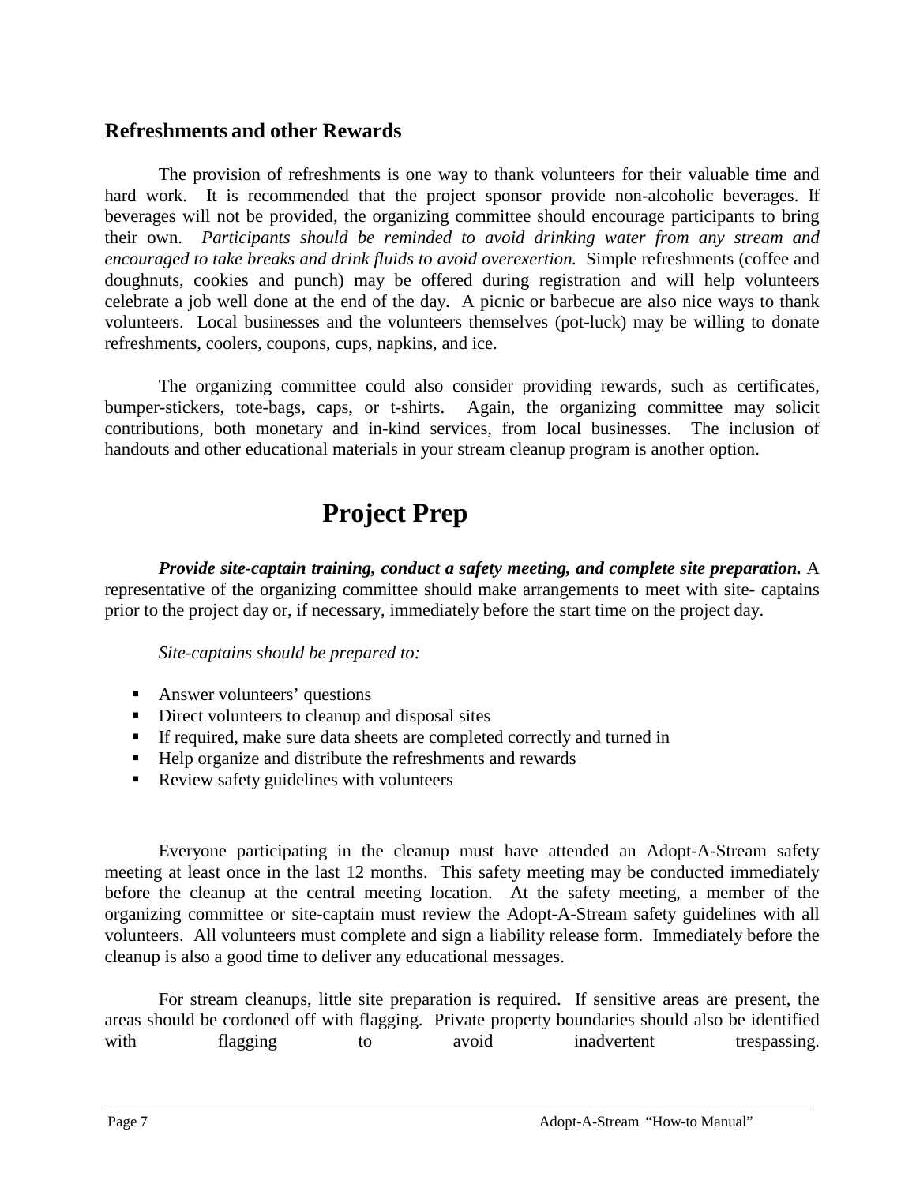### Refreshments and other Rewards

The provision of refreshments is one way to thank volunteers for their valuable time and hard work. It is recommended that the project sponsor provide non-alcoholic beverages. If beverages will not be provided, the organizing committee should encourage participants to bring their own. *Participants should be reminded to avoid drinking water from any stream and encouraged to take breaks and drink fluids to avoid overexertion.* Simple refreshments (coffee and doughnuts, cookies and punch) may be offered during registration and will help volunteers celebrate a job well done at the end of the day. A picnic or barbecue are also nice ways to thank volunteers. Local businesses and the volunteers themselves (pot-luck) may be willing to donate refreshments, coolers, coupons, cups, napkins, and ice.

The organizing committee could also consider providing rewards, such as certificates, bumper-stickers, tote-bags, caps, or t-shirts. Again, the organizing committee may solicit contributions, both monetary and in-kind services, from local businesses. The inclusion of handouts and other educational materials in your stream cleanup program is another option.

## Project Prep

***Provide site-captain training, conduct a safety meeting, and complete site preparation.*** A representative of the organizing committee should make arrangements to meet with site- captains prior to the project day or, if necessary, immediately before the start time on the project day.

*Site-captains should be prepared to:*

- Answer volunteers' questions
- Direct volunteers to cleanup and disposal sites
- If required, make sure data sheets are completed correctly and turned in
- Help organize and distribute the refreshments and rewards
- Review safety guidelines with volunteers

Everyone participating in the cleanup must have attended an Adopt-A-Stream safety meeting at least once in the last 12 months. This safety meeting may be conducted immediately before the cleanup at the central meeting location. At the safety meeting, a member of the organizing committee or site-captain must review the Adopt-A-Stream safety guidelines with all volunteers. All volunteers must complete and sign a liability release form. Immediately before the cleanup is also a good time to deliver any educational messages.

For stream cleanups, little site preparation is required. If sensitive areas are present, the areas should be cordoned off with flagging. Private property boundaries should also be identified with flagging to avoid inadvertent trespassing.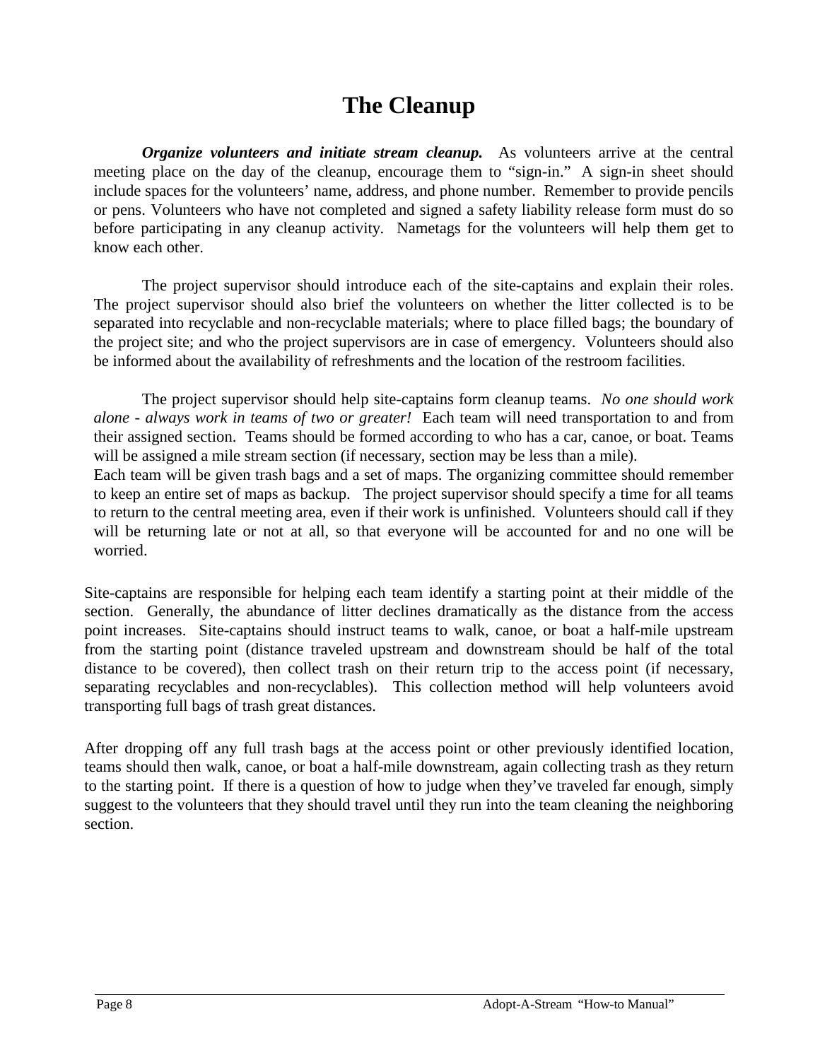# The Cleanup

***Organize volunteers and initiate stream cleanup.*** As volunteers arrive at the central meeting place on the day of the cleanup, encourage them to "sign-in." A sign-in sheet should include spaces for the volunteers' name, address, and phone number. Remember to provide pencils or pens. Volunteers who have not completed and signed a safety liability release form must do so before participating in any cleanup activity. Nametags for the volunteers will help them get to know each other.

The project supervisor should introduce each of the site-captains and explain their roles. The project supervisor should also brief the volunteers on whether the litter collected is to be separated into recyclable and non-recyclable materials; where to place filled bags; the boundary of the project site; and who the project supervisors are in case of emergency. Volunteers should also be informed about the availability of refreshments and the location of the restroom facilities.

The project supervisor should help site-captains form cleanup teams. *No one should work alone - always work in teams of two or greater!* Each team will need transportation to and from their assigned section. Teams should be formed according to who has a car, canoe, or boat. Teams will be assigned a mile stream section (if necessary, section may be less than a mile).
Each team will be given trash bags and a set of maps. The organizing committee should remember to keep an entire set of maps as backup. The project supervisor should specify a time for all teams to return to the central meeting area, even if their work is unfinished. Volunteers should call if they will be returning late or not at all, so that everyone will be accounted for and no one will be worried.

Site-captains are responsible for helping each team identify a starting point at their middle of the section. Generally, the abundance of litter declines dramatically as the distance from the access point increases. Site-captains should instruct teams to walk, canoe, or boat a half-mile upstream from the starting point (distance traveled upstream and downstream should be half of the total distance to be covered), then collect trash on their return trip to the access point (if necessary, separating recyclables and non-recyclables). This collection method will help volunteers avoid transporting full bags of trash great distances.

After dropping off any full trash bags at the access point or other previously identified location, teams should then walk, canoe, or boat a half-mile downstream, again collecting trash as they return to the starting point. If there is a question of how to judge when they've traveled far enough, simply suggest to the volunteers that they should travel until they run into the team cleaning the neighboring section.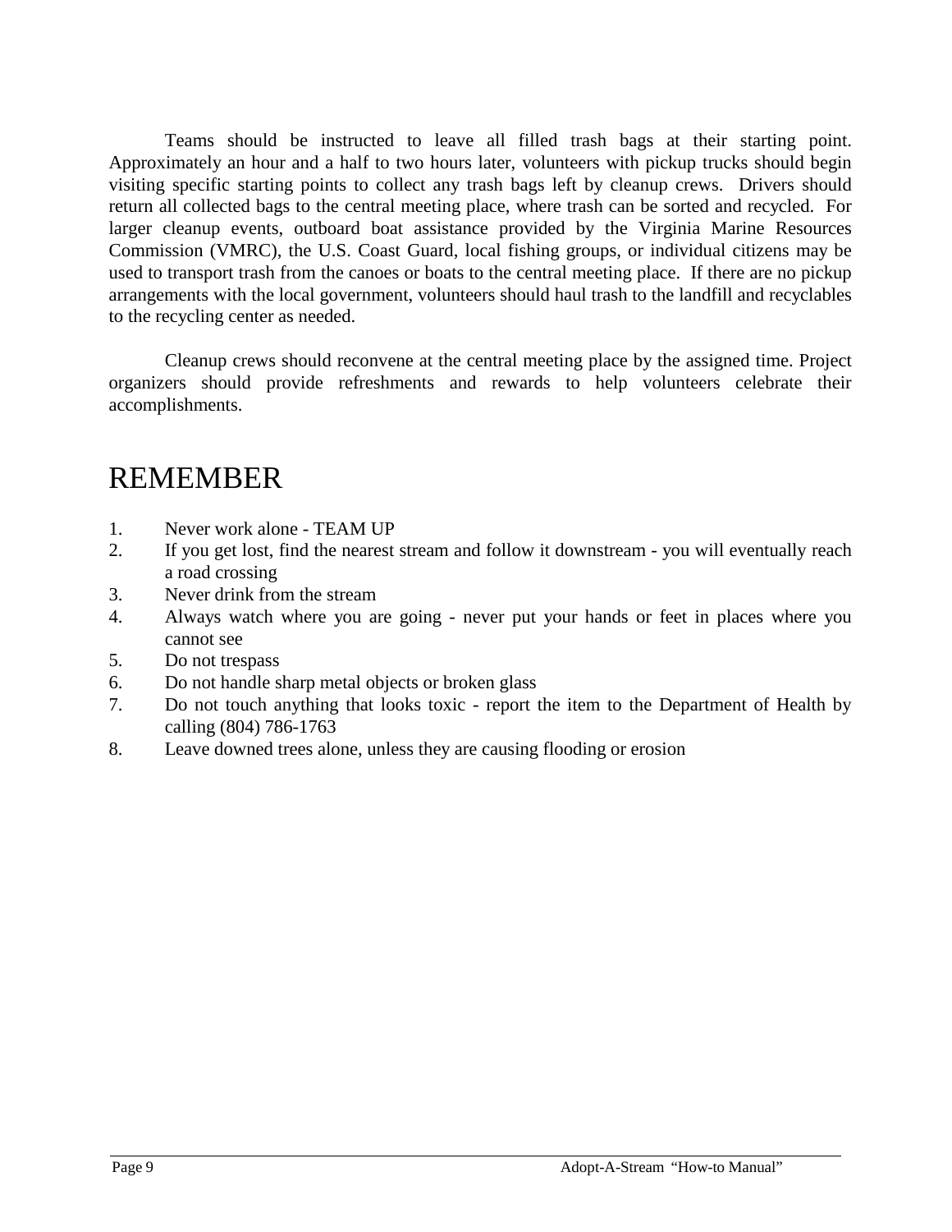Teams should be instructed to leave all filled trash bags at their starting point. Approximately an hour and a half to two hours later, volunteers with pickup trucks should begin visiting specific starting points to collect any trash bags left by cleanup crews. Drivers should return all collected bags to the central meeting place, where trash can be sorted and recycled. For larger cleanup events, outboard boat assistance provided by the Virginia Marine Resources Commission (VMRC), the U.S. Coast Guard, local fishing groups, or individual citizens may be used to transport trash from the canoes or boats to the central meeting place. If there are no pickup arrangements with the local government, volunteers should haul trash to the landfill and recyclables to the recycling center as needed.

Cleanup crews should reconvene at the central meeting place by the assigned time. Project organizers should provide refreshments and rewards to help volunteers celebrate their accomplishments.

# REMEMBER

1. Never work alone - TEAM UP
2. If you get lost, find the nearest stream and follow it downstream - you will eventually reach a road crossing
3. Never drink from the stream
4. Always watch where you are going - never put your hands or feet in places where you cannot see
5. Do not trespass
6. Do not handle sharp metal objects or broken glass
7. Do not touch anything that looks toxic - report the item to the Department of Health by calling (804) 786-1763
8. Leave downed trees alone, unless they are causing flooding or erosion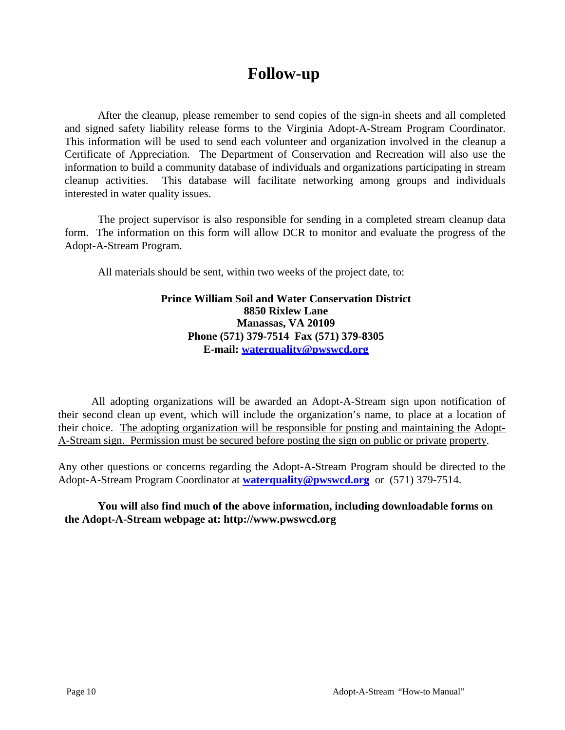# Follow-up

After the cleanup, please remember to send copies of the sign-in sheets and all completed and signed safety liability release forms to the Virginia Adopt-A-Stream Program Coordinator. This information will be used to send each volunteer and organization involved in the cleanup a Certificate of Appreciation. The Department of Conservation and Recreation will also use the information to build a community database of individuals and organizations participating in stream cleanup activities. This database will facilitate networking among groups and individuals interested in water quality issues.

The project supervisor is also responsible for sending in a completed stream cleanup data form. The information on this form will allow DCR to monitor and evaluate the progress of the Adopt-A-Stream Program.

All materials should be sent, within two weeks of the project date, to:

**Prince William Soil and Water Conservation District**
**8850 Rixlew Lane**
**Manassas, VA 20109**
**Phone (571) 379-7514 Fax (571) 379-8305**
**E-mail: waterquality@pwswcd.org**

All adopting organizations will be awarded an Adopt-A-Stream sign upon notification of their second clean up event, which will include the organization's name, to place at a location of their choice. The adopting organization will be responsible for posting and maintaining the Adopt-A-Stream sign. Permission must be secured before posting the sign on public or private property.

Any other questions or concerns regarding the Adopt-A-Stream Program should be directed to the Adopt-A-Stream Program Coordinator at **waterquality@pwswcd.org** or (571) 379-7514.

**You will also find much of the above information, including downloadable forms on the Adopt-A-Stream webpage at: http://www.pwswcd.org**